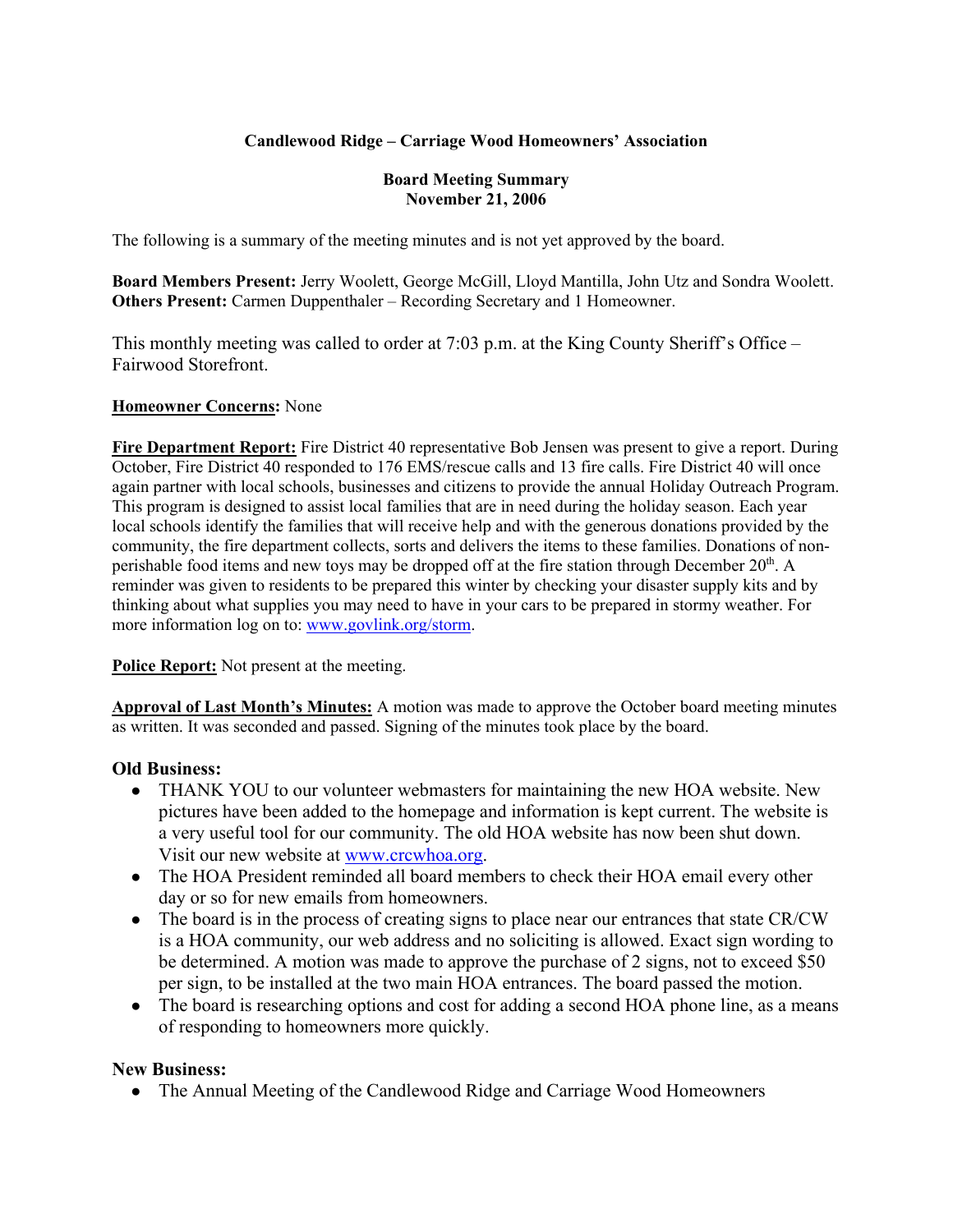**Candlewood Ridge – Carriage Wood Homeowners' Association**

**Board Meeting Summary**
**November 21, 2006**

The following is a summary of the meeting minutes and is not yet approved by the board.

**Board Members Present:** Jerry Woolett, George McGill, Lloyd Mantilla, John Utz and Sondra Woolett.
**Others Present:** Carmen Duppenthaler – Recording Secretary and 1 Homeowner.

This monthly meeting was called to order at 7:03 p.m. at the King County Sheriff's Office – Fairwood Storefront.

**Homeowner Concerns:** None

**Fire Department Report:** Fire District 40 representative Bob Jensen was present to give a report. During October, Fire District 40 responded to 176 EMS/rescue calls and 13 fire calls. Fire District 40 will once again partner with local schools, businesses and citizens to provide the annual Holiday Outreach Program. This program is designed to assist local families that are in need during the holiday season. Each year local schools identify the families that will receive help and with the generous donations provided by the community, the fire department collects, sorts and delivers the items to these families. Donations of non-perishable food items and new toys may be dropped off at the fire station through December 20th. A reminder was given to residents to be prepared this winter by checking your disaster supply kits and by thinking about what supplies you may need to have in your cars to be prepared in stormy weather. For more information log on to: www.govlink.org/storm.

**Police Report:** Not present at the meeting.

**Approval of Last Month's Minutes:** A motion was made to approve the October board meeting minutes as written. It was seconded and passed. Signing of the minutes took place by the board.

**Old Business:**

- THANK YOU to our volunteer webmasters for maintaining the new HOA website. New pictures have been added to the homepage and information is kept current. The website is a very useful tool for our community. The old HOA website has now been shut down. Visit our new website at www.crcwhoa.org.
- The HOA President reminded all board members to check their HOA email every other day or so for new emails from homeowners.
- The board is in the process of creating signs to place near our entrances that state CR/CW is a HOA community, our web address and no soliciting is allowed. Exact sign wording to be determined. A motion was made to approve the purchase of 2 signs, not to exceed $50 per sign, to be installed at the two main HOA entrances. The board passed the motion.
- The board is researching options and cost for adding a second HOA phone line, as a means of responding to homeowners more quickly.

**New Business:**

- The Annual Meeting of the Candlewood Ridge and Carriage Wood Homeowners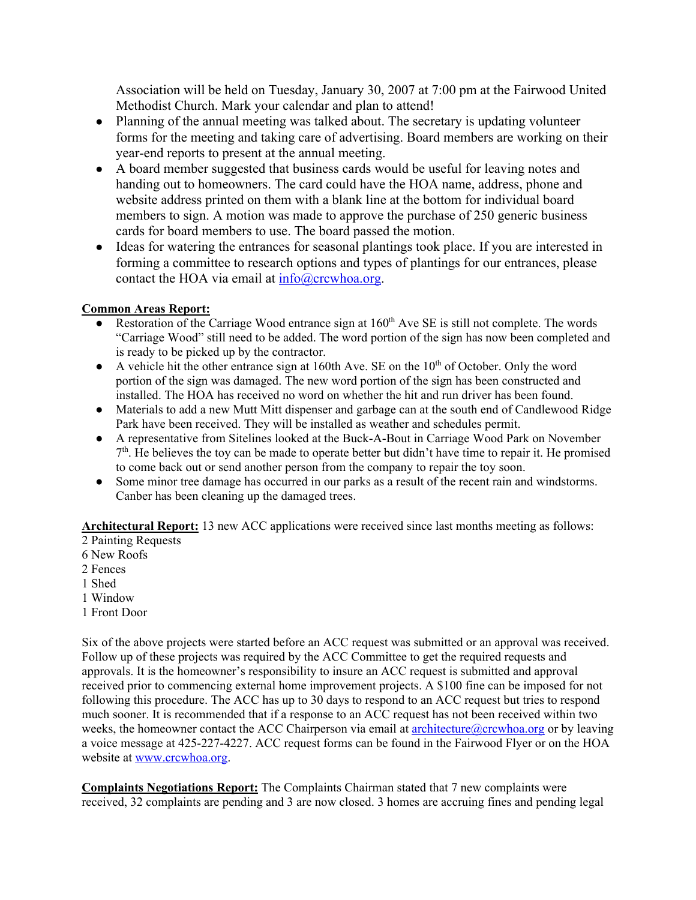Association will be held on Tuesday, January 30, 2007 at 7:00 pm at the Fairwood United Methodist Church. Mark your calendar and plan to attend!

- Planning of the annual meeting was talked about. The secretary is updating volunteer forms for the meeting and taking care of advertising. Board members are working on their year-end reports to present at the annual meeting.
- A board member suggested that business cards would be useful for leaving notes and handing out to homeowners. The card could have the HOA name, address, phone and website address printed on them with a blank line at the bottom for individual board members to sign. A motion was made to approve the purchase of 250 generic business cards for board members to use. The board passed the motion.
- Ideas for watering the entrances for seasonal plantings took place. If you are interested in forming a committee to research options and types of plantings for our entrances, please contact the HOA via email at info@crcwhoa.org.

**Common Areas Report:**

- Restoration of the Carriage Wood entrance sign at 160th Ave SE is still not complete. The words "Carriage Wood" still need to be added. The word portion of the sign has now been completed and is ready to be picked up by the contractor.
- A vehicle hit the other entrance sign at 160th Ave. SE on the 10th of October. Only the word portion of the sign was damaged. The new word portion of the sign has been constructed and installed. The HOA has received no word on whether the hit and run driver has been found.
- Materials to add a new Mutt Mitt dispenser and garbage can at the south end of Candlewood Ridge Park have been received. They will be installed as weather and schedules permit.
- A representative from Sitelines looked at the Buck-A-Bout in Carriage Wood Park on November 7th. He believes the toy can be made to operate better but didn't have time to repair it. He promised to come back out or send another person from the company to repair the toy soon.
- Some minor tree damage has occurred in our parks as a result of the recent rain and windstorms. Canber has been cleaning up the damaged trees.

**Architectural Report:** 13 new ACC applications were received since last months meeting as follows:
2 Painting Requests
6 New Roofs
2 Fences
1 Shed
1 Window
1 Front Door

Six of the above projects were started before an ACC request was submitted or an approval was received. Follow up of these projects was required by the ACC Committee to get the required requests and approvals. It is the homeowner's responsibility to insure an ACC request is submitted and approval received prior to commencing external home improvement projects. A $100 fine can be imposed for not following this procedure. The ACC has up to 30 days to respond to an ACC request but tries to respond much sooner. It is recommended that if a response to an ACC request has not been received within two weeks, the homeowner contact the ACC Chairperson via email at architecture@crcwhoa.org or by leaving a voice message at 425-227-4227. ACC request forms can be found in the Fairwood Flyer or on the HOA website at www.crcwhoa.org.

**Complaints Negotiations Report:** The Complaints Chairman stated that 7 new complaints were received, 32 complaints are pending and 3 are now closed. 3 homes are accruing fines and pending legal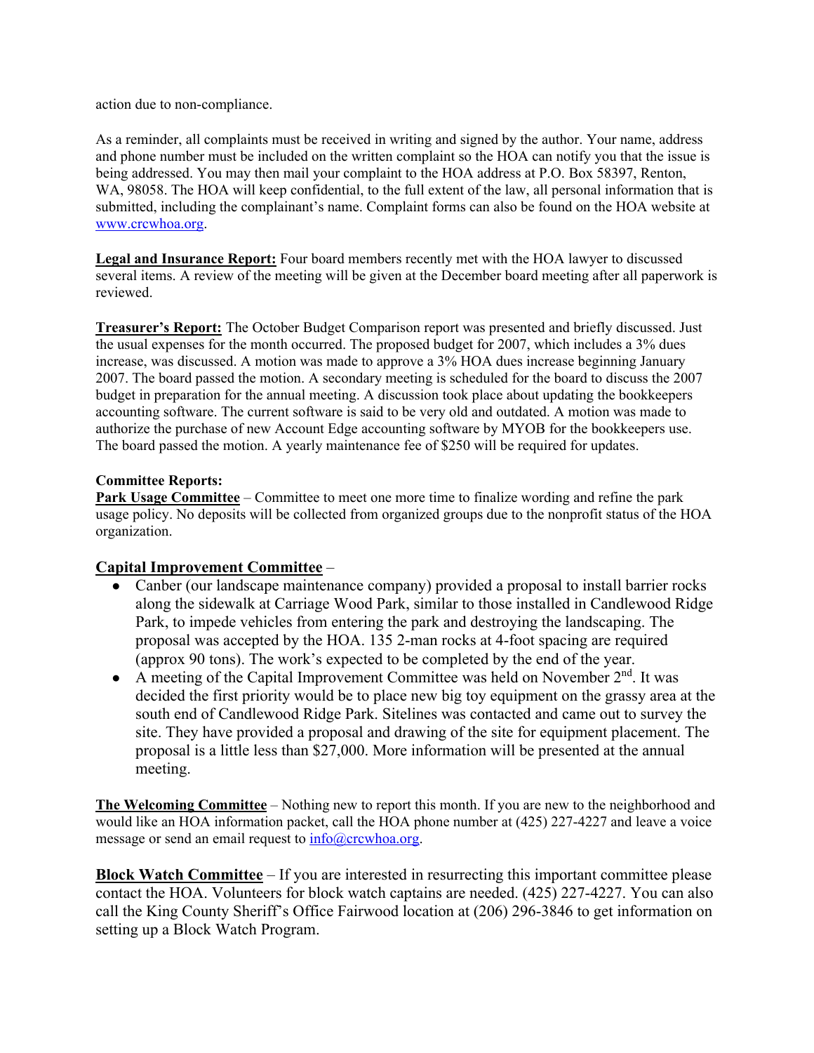action due to non-compliance.

As a reminder, all complaints must be received in writing and signed by the author. Your name, address and phone number must be included on the written complaint so the HOA can notify you that the issue is being addressed. You may then mail your complaint to the HOA address at P.O. Box 58397, Renton, WA, 98058. The HOA will keep confidential, to the full extent of the law, all personal information that is submitted, including the complainant's name. Complaint forms can also be found on the HOA website at www.crcwhoa.org.

**Legal and Insurance Report:** Four board members recently met with the HOA lawyer to discussed several items. A review of the meeting will be given at the December board meeting after all paperwork is reviewed.

**Treasurer's Report:** The October Budget Comparison report was presented and briefly discussed. Just the usual expenses for the month occurred. The proposed budget for 2007, which includes a 3% dues increase, was discussed. A motion was made to approve a 3% HOA dues increase beginning January 2007. The board passed the motion. A secondary meeting is scheduled for the board to discuss the 2007 budget in preparation for the annual meeting. A discussion took place about updating the bookkeepers accounting software. The current software is said to be very old and outdated. A motion was made to authorize the purchase of new Account Edge accounting software by MYOB for the bookkeepers use. The board passed the motion. A yearly maintenance fee of $250 will be required for updates.

**Committee Reports:**

**Park Usage Committee** – Committee to meet one more time to finalize wording and refine the park usage policy. No deposits will be collected from organized groups due to the nonprofit status of the HOA organization.

**Capital Improvement Committee** –

- Canber (our landscape maintenance company) provided a proposal to install barrier rocks along the sidewalk at Carriage Wood Park, similar to those installed in Candlewood Ridge Park, to impede vehicles from entering the park and destroying the landscaping. The proposal was accepted by the HOA. 135 2-man rocks at 4-foot spacing are required (approx 90 tons). The work's expected to be completed by the end of the year.
- A meeting of the Capital Improvement Committee was held on November 2nd. It was decided the first priority would be to place new big toy equipment on the grassy area at the south end of Candlewood Ridge Park. Sitelines was contacted and came out to survey the site. They have provided a proposal and drawing of the site for equipment placement. The proposal is a little less than $27,000. More information will be presented at the annual meeting.

**The Welcoming Committee** – Nothing new to report this month. If you are new to the neighborhood and would like an HOA information packet, call the HOA phone number at (425) 227-4227 and leave a voice message or send an email request to info@crcwhoa.org.

**Block Watch Committee** – If you are interested in resurrecting this important committee please contact the HOA. Volunteers for block watch captains are needed. (425) 227-4227. You can also call the King County Sheriff's Office Fairwood location at (206) 296-3846 to get information on setting up a Block Watch Program.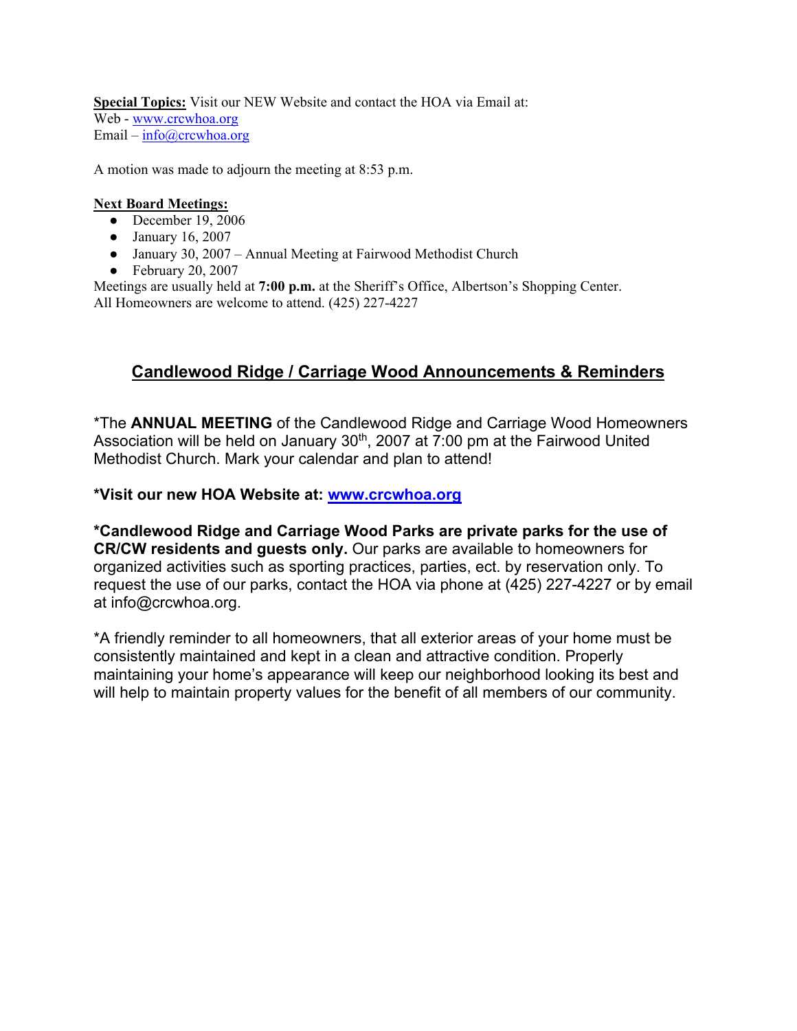**Special Topics:** Visit our NEW Website and contact the HOA via Email at:
Web - www.crcwhoa.org
Email – info@crcwhoa.org

A motion was made to adjourn the meeting at 8:53 p.m.

**Next Board Meetings:**

- December 19, 2006
- January 16, 2007
- January 30, 2007 – Annual Meeting at Fairwood Methodist Church
- February 20, 2007

Meetings are usually held at **7:00 p.m.** at the Sheriff's Office, Albertson's Shopping Center.
All Homeowners are welcome to attend. (425) 227-4227

## Candlewood Ridge / Carriage Wood Announcements & Reminders

*The **ANNUAL MEETING** of the Candlewood Ridge and Carriage Wood Homeowners Association will be held on January 30th, 2007 at 7:00 pm at the Fairwood United Methodist Church. Mark your calendar and plan to attend!

***Visit our new HOA Website at: www.crcwhoa.org**

***Candlewood Ridge and Carriage Wood Parks are private parks for the use of CR/CW residents and guests only.** Our parks are available to homeowners for organized activities such as sporting practices, parties, ect. by reservation only. To request the use of our parks, contact the HOA via phone at (425) 227-4227 or by email at info@crcwhoa.org.

*A friendly reminder to all homeowners, that all exterior areas of your home must be consistently maintained and kept in a clean and attractive condition. Properly maintaining your home's appearance will keep our neighborhood looking its best and will help to maintain property values for the benefit of all members of our community.